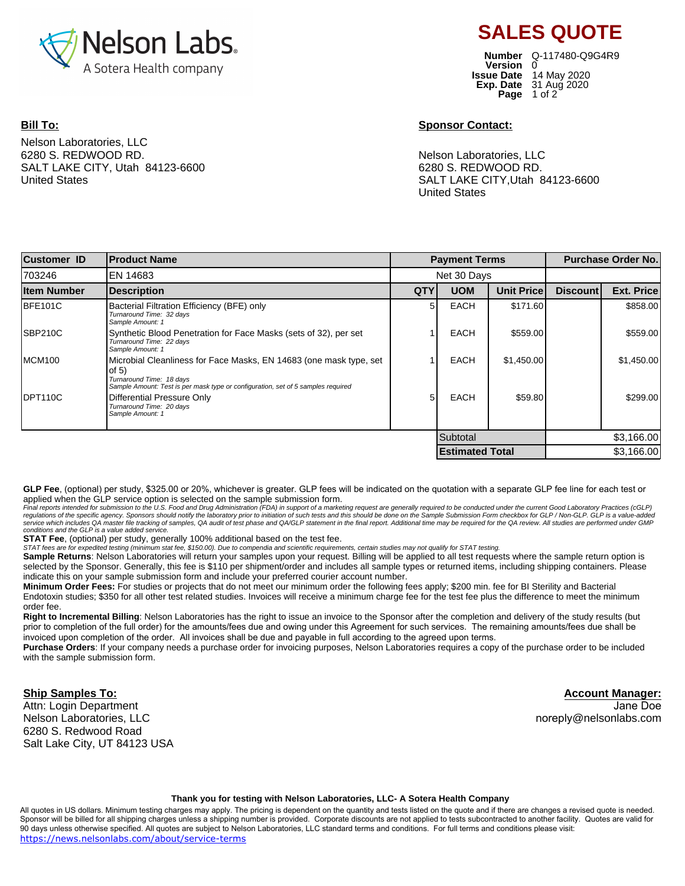Nelson Labs
A Sotera Health company

# SALES QUOTE

**Number** Q-117480-Q9G4R9
**Version** 0
**Issue Date** 14 May 2020
**Exp. Date** 31 Aug 2020
**Page** 1 of 2

**Bill To:**

Nelson Laboratories, LLC
6280 S. REDWOOD RD.
SALT LAKE CITY, Utah 84123-6600
United States

**Sponsor Contact:**

Nelson Laboratories, LLC
6280 S. REDWOOD RD.
SALT LAKE CITY,Utah 84123-6600
United States

| Customer ID | Product Name | | Payment Terms | | | Purchase Order No. |
|---|---|---|---|---|---|---|
| 703246 | EN 14683 | | Net 30 Days | | | |
| **Item Number** | **Description** | **QTY** | **UOM** | **Unit Price** | **Discount** | **Ext. Price** |
| BFE101C | Bacterial Filtration Efficiency (BFE) only<br>*Turnaround Time: 32 days*<br>*Sample Amount: 1* | 5 | EACH | $171.60 | | $858.00 |
| SBP210C | Synthetic Blood Penetration for Face Masks (sets of 32), per set<br>*Turnaround Time: 22 days*<br>*Sample Amount: 1* | 1 | EACH | $559.00 | | $559.00 |
| MCM100 | Microbial Cleanliness for Face Masks, EN 14683 (one mask type, set of 5)<br>*Turnaround Time: 18 days*<br>*Sample Amount: Test is per mask type or configuration, set of 5 samples required* | 1 | EACH | $1,450.00 | | $1,450.00 |
| DPT110C | Differential Pressure Only<br>*Turnaround Time: 20 days*<br>*Sample Amount: 1* | 5 | EACH | $59.80 | | $299.00 |
| | | | Subtotal | | | $3,166.00 |
| | | | **Estimated Total** | | | $3,166.00 |

**GLP Fee**, (optional) per study, $325.00 or 20%, whichever is greater. GLP fees will be indicated on the quotation with a separate GLP fee line for each test or applied when the GLP service option is selected on the sample submission form.
*Final reports intended for submission to the U.S. Food and Drug Administration (FDA) in support of a marketing request are generally required to be conducted under the current Good Laboratory Practices (cGLP) regulations of the specific agency. Sponsors should notify the laboratory prior to initiation of such tests and this should be done on the Sample Submission Form checkbox for GLP / Non-GLP. GLP is a value-added service which includes QA master file tracking of samples, QA audit of test phase and QA/GLP statement in the final report. Additional time may be required for the QA review. All studies are performed under GMP conditions and the GLP is a value added service.*

**STAT Fee**, (optional) per study, generally 100% additional based on the test fee.
*STAT fees are for expedited testing (minimum stat fee, $150.00). Due to compendia and scientific requirements, certain studies may not qualify for STAT testing.*

**Sample Returns**: Nelson Laboratories will return your samples upon your request. Billing will be applied to all test requests where the sample return option is selected by the Sponsor. Generally, this fee is $110 per shipment/order and includes all sample types or returned items, including shipping containers. Please indicate this on your sample submission form and include your preferred courier account number.

**Minimum Order Fees:** For studies or projects that do not meet our minimum order the following fees apply; $200 min. fee for BI Sterility and Bacterial Endotoxin studies; $350 for all other test related studies. Invoices will receive a minimum charge fee for the test fee plus the difference to meet the minimum order fee.

**Right to Incremental Billing**: Nelson Laboratories has the right to issue an invoice to the Sponsor after the completion and delivery of the study results (but prior to completion of the full order) for the amounts/fees due and owing under this Agreement for such services. The remaining amounts/fees due shall be invoiced upon completion of the order. All invoices shall be due and payable in full according to the agreed upon terms.

**Purchase Orders**: If your company needs a purchase order for invoicing purposes, Nelson Laboratories requires a copy of the purchase order to be included with the sample submission form.

**Ship Samples To:**

Attn: Login Department
Nelson Laboratories, LLC
6280 S. Redwood Road
Salt Lake City, UT 84123 USA

**Account Manager:**

Jane Doe
noreply@nelsonlabs.com

**Thank you for testing with Nelson Laboratories, LLC- A Sotera Health Company**

All quotes in US dollars. Minimum testing charges may apply. The pricing is dependent on the quantity and tests listed on the quote and if there are changes a revised quote is needed. Sponsor will be billed for all shipping charges unless a shipping number is provided. Corporate discounts are not applied to tests subcontracted to another facility. Quotes are valid for 90 days unless otherwise specified. All quotes are subject to Nelson Laboratories, LLC standard terms and conditions. For full terms and conditions please visit: https://news.nelsonlabs.com/about/service-terms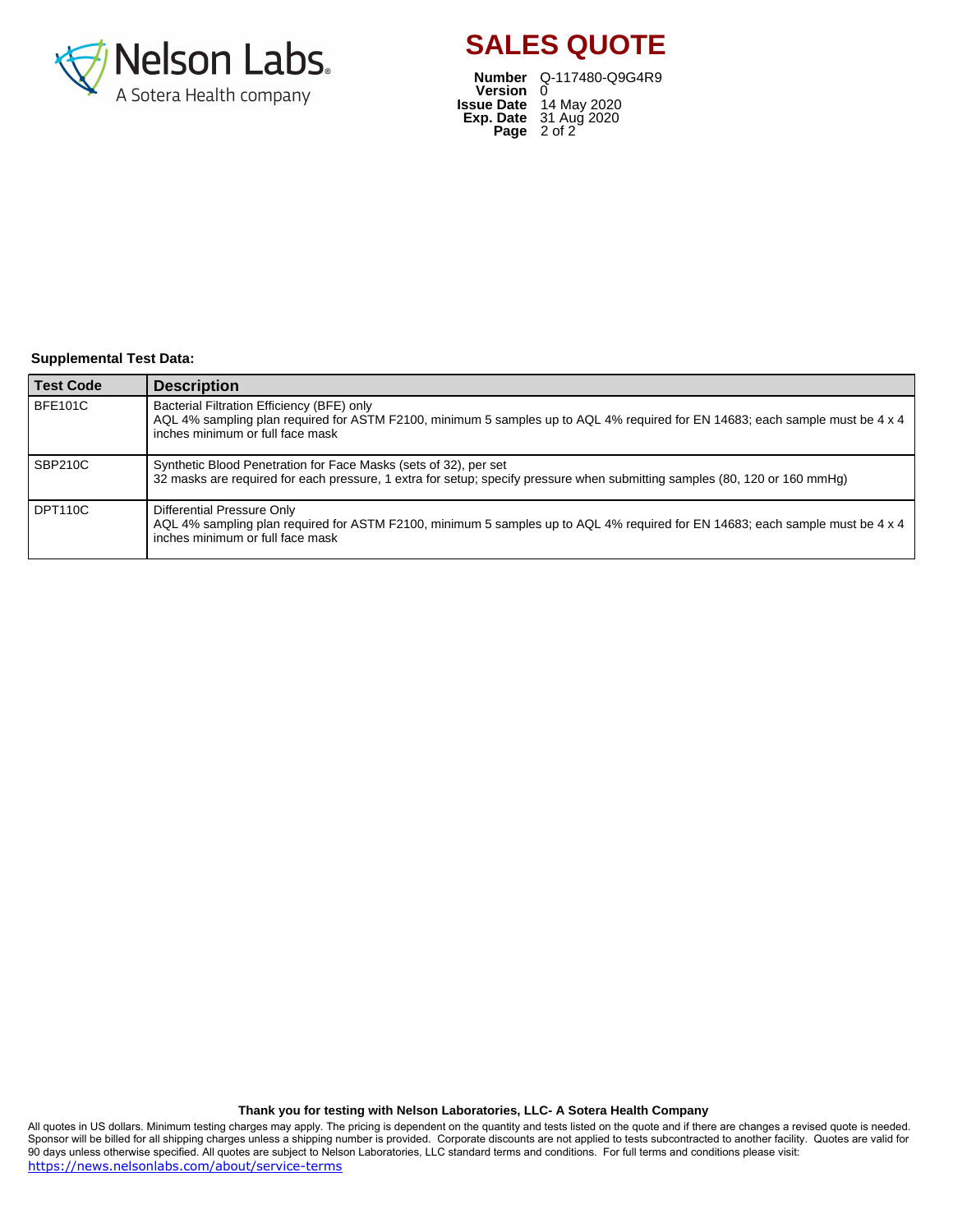# SALES QUOTE

**Number** Q-117480-Q9G4R9
**Version** 0
**Issue Date** 14 May 2020
**Exp. Date** 31 Aug 2020

**Supplemental Test Data:**

| Test Code | Description |
|---|---|
| BFE101C | Bacterial Filtration Efficiency (BFE) only<br>AQL 4% sampling plan required for ASTM F2100, minimum 5 samples up to AQL 4% required for EN 14683; each sample must be 4 x 4 inches minimum or full face mask |
| SBP210C | Synthetic Blood Penetration for Face Masks (sets of 32), per set<br>32 masks are required for each pressure, 1 extra for setup; specify pressure when submitting samples (80, 120 or 160 mmHg) |
| DPT110C | Differential Pressure Only<br>AQL 4% sampling plan required for ASTM F2100, minimum 5 samples up to AQL 4% required for EN 14683; each sample must be 4 x 4 inches minimum or full face mask |

**Thank you for testing with Nelson Laboratories, LLC- A Sotera Health Company**

All quotes in US dollars. Minimum testing charges may apply. The pricing is dependent on the quantity and tests listed on the quote and if there are changes a revised quote is needed. Sponsor will be billed for all shipping charges unless a shipping number is provided. Corporate discounts are not applied to tests subcontracted to another facility. Quotes are valid for 90 days unless otherwise specified. All quotes are subject to Nelson Laboratories, LLC standard terms and conditions. For full terms and conditions please visit:
https://news.nelsonlabs.com/about/service-terms